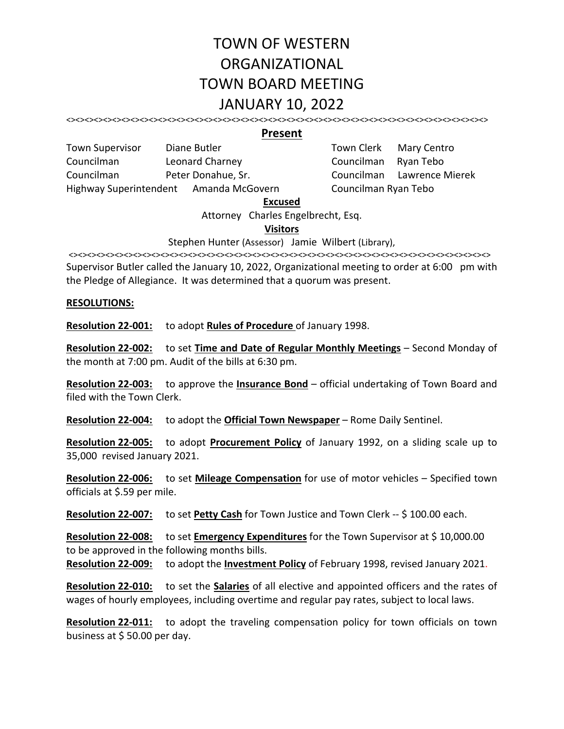# TOWN OF WESTERN
# ORGANIZATIONAL
# TOWN BOARD MEETING
# JANUARY 10, 2022

<><><><><><><><><><><><><><><><><><><><><><><><><><><><><><><><><><><><><><><><><><><>

## Present

| | | | |
|---|---|---|---|
| Town Supervisor | Diane Butler | Town Clerk | Mary Centro |
| Councilman | Leonard Charney | Councilman | Ryan Tebo |
| Councilman | Peter Donahue, Sr. | Councilman | Lawrence Mierek |
| Highway Superintendent | Amanda McGovern | Councilman Ryan Tebo | |

**Excused**

Attorney Charles Engelbrecht, Esq.

**Visitors**

Stephen Hunter (Assessor) Jamie Wilbert (Library),

<><><><><><><><><><><><><><><><><><><><><><><><><><><><><><><><><><><><><><><><><><><>

Supervisor Butler called the January 10, 2022, Organizational meeting to order at 6:00 pm with the Pledge of Allegiance. It was determined that a quorum was present.

**RESOLUTIONS:**

**Resolution 22-001:** to adopt **Rules of Procedure** of January 1998.

**Resolution 22-002:** to set **Time and Date of Regular Monthly Meetings** – Second Monday of the month at 7:00 pm. Audit of the bills at 6:30 pm.

**Resolution 22-003:** to approve the **Insurance Bond** – official undertaking of Town Board and filed with the Town Clerk.

**Resolution 22-004:** to adopt the **Official Town Newspaper** – Rome Daily Sentinel.

**Resolution 22-005:** to adopt **Procurement Policy** of January 1992, on a sliding scale up to 35,000 revised January 2021.

**Resolution 22-006:** to set **Mileage Compensation** for use of motor vehicles – Specified town officials at $.59 per mile.

**Resolution 22-007:** to set **Petty Cash** for Town Justice and Town Clerk -- $ 100.00 each.

**Resolution 22-008:** to set **Emergency Expenditures** for the Town Supervisor at $ 10,000.00 to be approved in the following months bills.

**Resolution 22-009:** to adopt the **Investment Policy** of February 1998, revised January 2021.

**Resolution 22-010:** to set the **Salaries** of all elective and appointed officers and the rates of wages of hourly employees, including overtime and regular pay rates, subject to local laws.

**Resolution 22-011:** to adopt the traveling compensation policy for town officials on town business at $ 50.00 per day.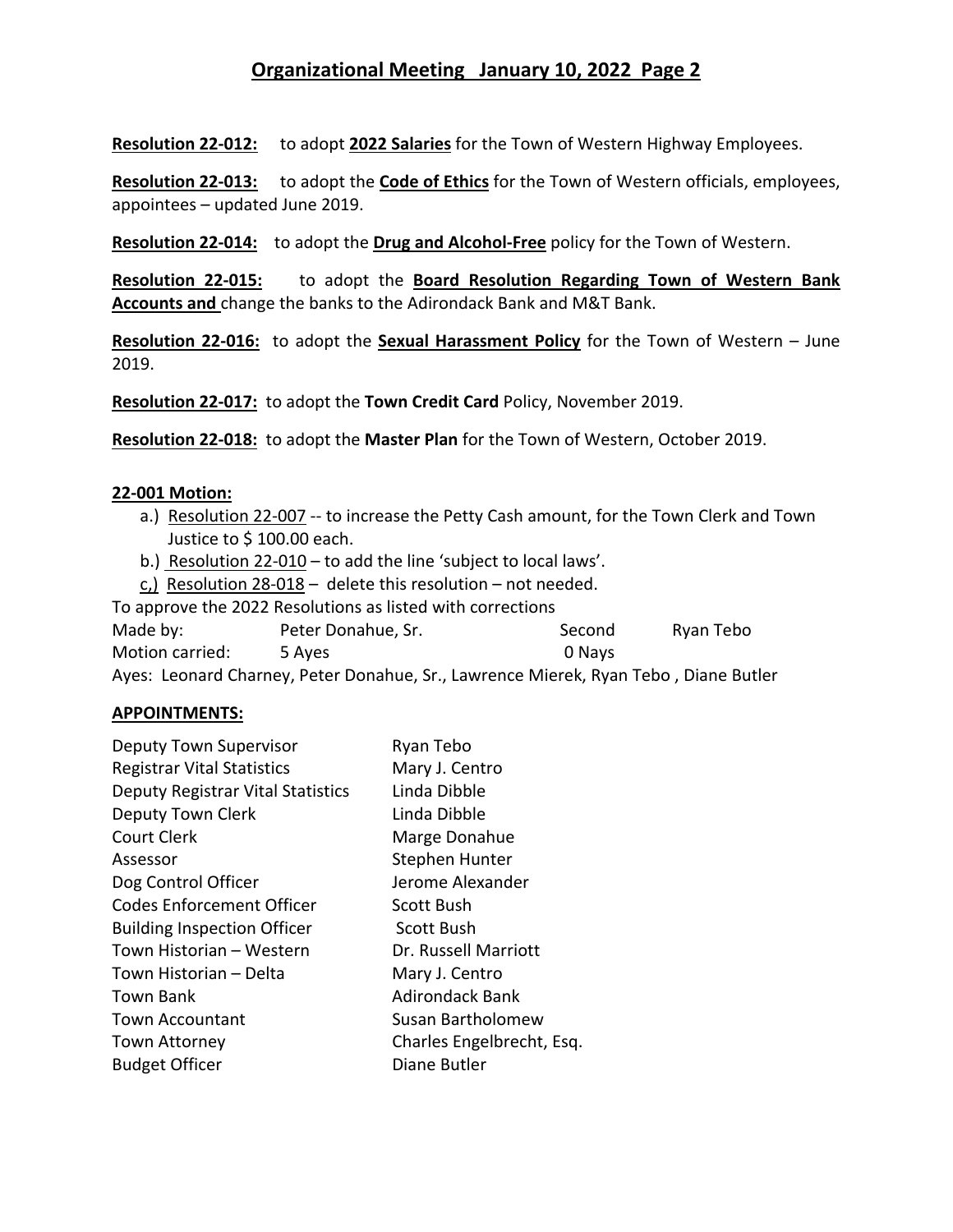## Organizational Meeting January 10, 2022 Page 2

**Resolution 22-012:** to adopt **2022 Salaries** for the Town of Western Highway Employees.

**Resolution 22-013:** to adopt the **Code of Ethics** for the Town of Western officials, employees, appointees – updated June 2019.

**Resolution 22-014:** to adopt the **Drug and Alcohol-Free** policy for the Town of Western.

**Resolution 22-015:** to adopt the **Board Resolution Regarding Town of Western Bank Accounts and** change the banks to the Adirondack Bank and M&T Bank.

**Resolution 22-016:** to adopt the **Sexual Harassment Policy** for the Town of Western – June 2019.

**Resolution 22-017:** to adopt the **Town Credit Card** Policy, November 2019.

**Resolution 22-018:** to adopt the **Master Plan** for the Town of Western, October 2019.

**22-001 Motion:**

a.) Resolution 22-007 -- to increase the Petty Cash amount, for the Town Clerk and Town Justice to $ 100.00 each.

b.) Resolution 22-010 – to add the line 'subject to local laws'.

c,) Resolution 28-018 – delete this resolution – not needed.

To approve the 2022 Resolutions as listed with corrections

| | | | |
|---|---|---|---|
| Made by: | Peter Donahue, Sr. | Second | Ryan Tebo |
| Motion carried: | 5 Ayes | 0 Nays | |

Ayes: Leonard Charney, Peter Donahue, Sr., Lawrence Mierek, Ryan Tebo , Diane Butler

**APPOINTMENTS:**

| | |
|---|---|
| Deputy Town Supervisor | Ryan Tebo |
| Registrar Vital Statistics | Mary J. Centro |
| Deputy Registrar Vital Statistics | Linda Dibble |
| Deputy Town Clerk | Linda Dibble |
| Court Clerk | Marge Donahue |
| Assessor | Stephen Hunter |
| Dog Control Officer | Jerome Alexander |
| Codes Enforcement Officer | Scott Bush |
| Building Inspection Officer | Scott Bush |
| Town Historian – Western | Dr. Russell Marriott |
| Town Historian – Delta | Mary J. Centro |
| Town Bank | Adirondack Bank |
| Town Accountant | Susan Bartholomew |
| Town Attorney | Charles Engelbrecht, Esq. |
| Budget Officer | Diane Butler |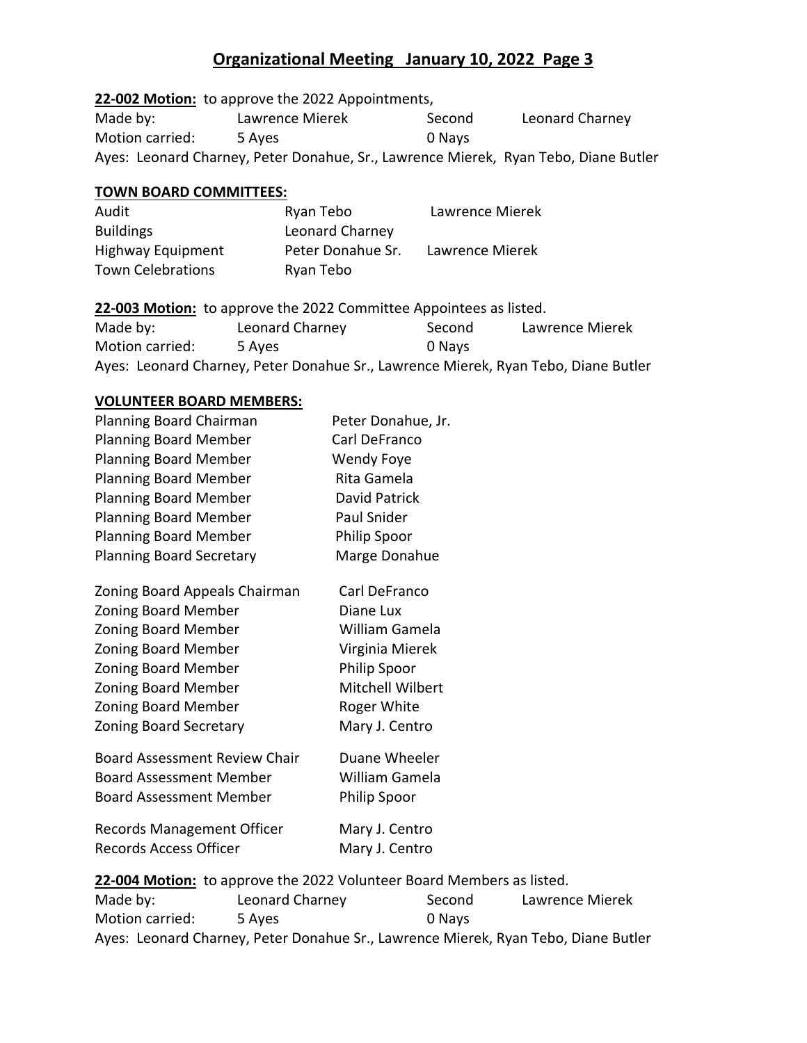# Organizational Meeting January 10, 2022 Page 3

**22-002 Motion:** to approve the 2022 Appointments,

| Made by: | Lawrence Mierek | Second | Leonard Charney |
|---|---|---|---|
| Motion carried: | 5 Ayes | 0 Nays | |

Ayes: Leonard Charney, Peter Donahue, Sr., Lawrence Mierek, Ryan Tebo, Diane Butler

**TOWN BOARD COMMITTEES:**

| | | |
|---|---|---|
| Audit | Ryan Tebo | Lawrence Mierek |
| Buildings | Leonard Charney | |
| Highway Equipment | Peter Donahue Sr. | Lawrence Mierek |
| Town Celebrations | Ryan Tebo | |

**22-003 Motion:** to approve the 2022 Committee Appointees as listed.

| Made by: | Leonard Charney | Second | Lawrence Mierek |
|---|---|---|---|
| Motion carried: | 5 Ayes | 0 Nays | |

Ayes: Leonard Charney, Peter Donahue Sr., Lawrence Mierek, Ryan Tebo, Diane Butler

**VOLUNTEER BOARD MEMBERS:**

| | |
|---|---|
| Planning Board Chairman | Peter Donahue, Jr. |
| Planning Board Member | Carl DeFranco |
| Planning Board Member | Wendy Foye |
| Planning Board Member | Rita Gamela |
| Planning Board Member | David Patrick |
| Planning Board Member | Paul Snider |
| Planning Board Member | Philip Spoor |
| Planning Board Secretary | Marge Donahue |
| | |
| Zoning Board Appeals Chairman | Carl DeFranco |
| Zoning Board Member | Diane Lux |
| Zoning Board Member | William Gamela |
| Zoning Board Member | Virginia Mierek |
| Zoning Board Member | Philip Spoor |
| Zoning Board Member | Mitchell Wilbert |
| Zoning Board Member | Roger White |
| Zoning Board Secretary | Mary J. Centro |
| | |
| Board Assessment Review Chair | Duane Wheeler |
| Board Assessment Member | William Gamela |
| Board Assessment Member | Philip Spoor |
| | |
| Records Management Officer | Mary J. Centro |
| Records Access Officer | Mary J. Centro |

**22-004 Motion:** to approve the 2022 Volunteer Board Members as listed.

| Made by: | Leonard Charney | Second | Lawrence Mierek |
|---|---|---|---|
| Motion carried: | 5 Ayes | 0 Nays | |

Ayes: Leonard Charney, Peter Donahue Sr., Lawrence Mierek, Ryan Tebo, Diane Butler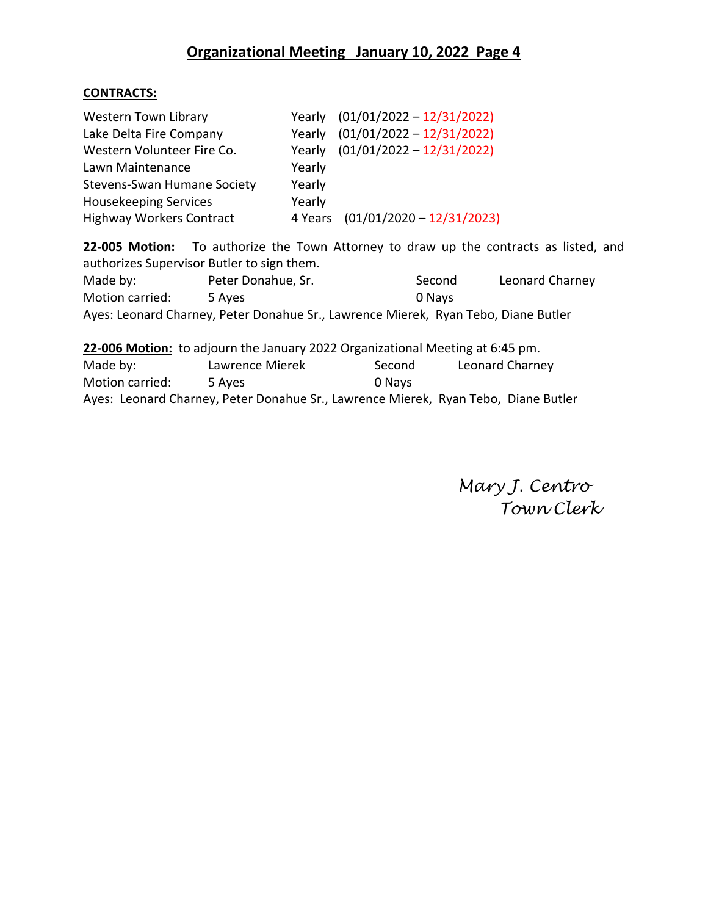# Organizational Meeting January 10, 2022 Page 4

**CONTRACTS:**

| | | |
|---|---|---|
| Western Town Library | Yearly | (01/01/2022 – 12/31/2022) |
| Lake Delta Fire Company | Yearly | (01/01/2022 – 12/31/2022) |
| Western Volunteer Fire Co. | Yearly | (01/01/2022 – 12/31/2022) |
| Lawn Maintenance | Yearly | |
| Stevens-Swan Humane Society | Yearly | |
| Housekeeping Services | Yearly | |
| Highway Workers Contract | 4 Years | (01/01/2020 – 12/31/2023) |

**22-005 Motion:** To authorize the Town Attorney to draw up the contracts as listed, and authorizes Supervisor Butler to sign them.

| | | | |
|---|---|---|---|
| Made by: | Peter Donahue, Sr. | Second | Leonard Charney |
| Motion carried: | 5 Ayes | 0 Nays | |

Ayes: Leonard Charney, Peter Donahue Sr., Lawrence Mierek, Ryan Tebo, Diane Butler

**22-006 Motion:** to adjourn the January 2022 Organizational Meeting at 6:45 pm.

| | | | |
|---|---|---|---|
| Made by: | Lawrence Mierek | Second | Leonard Charney |
| Motion carried: | 5 Ayes | 0 Nays | |

Ayes: Leonard Charney, Peter Donahue Sr., Lawrence Mierek, Ryan Tebo, Diane Butler

*Mary J. Centro*
*Town Clerk*